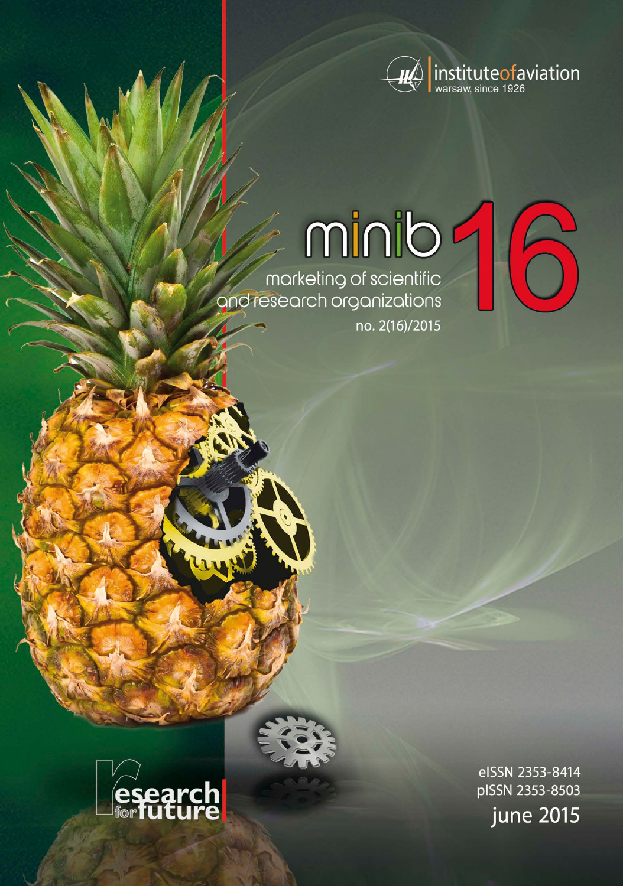institute of aviation
warsaw, since 1926

# minib 16

marketing of scientific and research organizations

no. 2(16)/2015

research for future

eISSN 2353-8414
pISSN 2353-8503

june 2015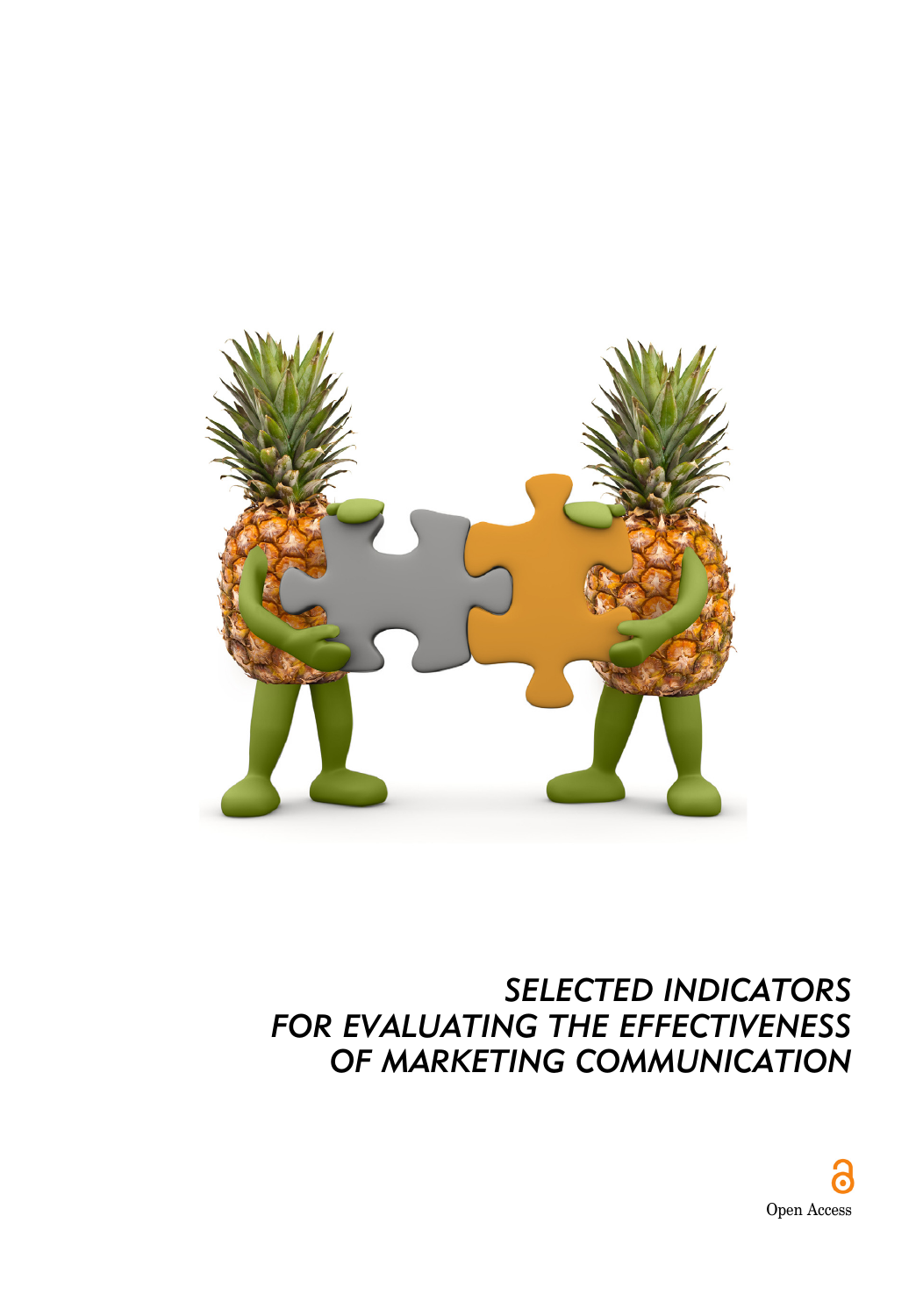# *SELECTED INDICATORS FOR EVALUATING THE EFFECTIVENESS OF MARKETING COMMUNICATION*

Open Access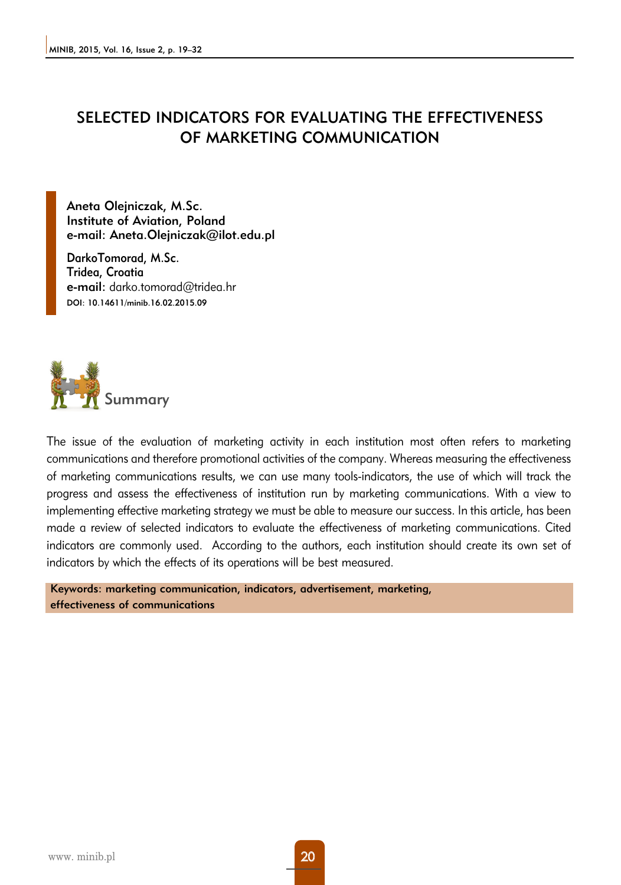# SELECTED INDICATORS FOR EVALUATING THE EFFECTIVENESS OF MARKETING COMMUNICATION

**Aneta Olejniczak, M.Sc.**
**Institute of Aviation, Poland**
**e-mail: Aneta.Olejniczak@ilot.edu.pl**

DarkoTomorad, M.Sc.
**Tridea, Croatia**
**e-mail:** darko.tomorad@tridea.hr
**DOI: 10.14611/minib.16.02.2015.09**

## Summary

The issue of the evaluation of marketing activity in each institution most often refers to marketing communications and therefore promotional activities of the company. Whereas measuring the effectiveness of marketing communications results, we can use many tools-indicators, the use of which will track the progress and assess the effectiveness of institution run by marketing communications. With a view to implementing effective marketing strategy we must be able to measure our success. In this article, has been made a review of selected indicators to evaluate the effectiveness of marketing communications. Cited indicators are commonly used. According to the authors, each institution should create its own set of indicators by which the effects of its operations will be best measured.

**Keywords: marketing communication, indicators, advertisement, marketing, effectiveness of communications**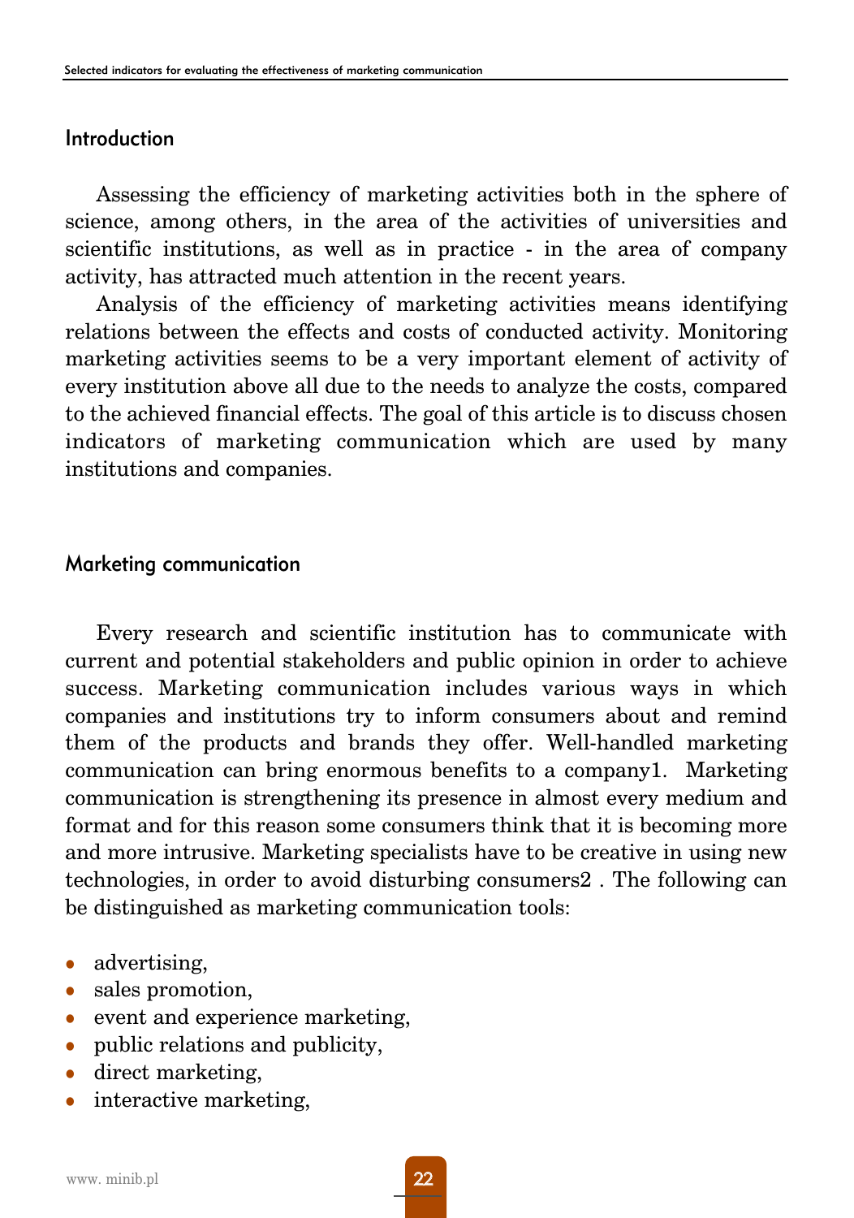## Introduction

Assessing the efficiency of marketing activities both in the sphere of science, among others, in the area of the activities of universities and scientific institutions, as well as in practice - in the area of company activity, has attracted much attention in the recent years.

Analysis of the efficiency of marketing activities means identifying relations between the effects and costs of conducted activity. Monitoring marketing activities seems to be a very important element of activity of every institution above all due to the needs to analyze the costs, compared to the achieved financial effects. The goal of this article is to discuss chosen indicators of marketing communication which are used by many institutions and companies.

## Marketing communication

Every research and scientific institution has to communicate with current and potential stakeholders and public opinion in order to achieve success. Marketing communication includes various ways in which companies and institutions try to inform consumers about and remind them of the products and brands they offer. Well-handled marketing communication can bring enormous benefits to a company[1]. Marketing communication is strengthening its presence in almost every medium and format and for this reason some consumers think that it is becoming more and more intrusive. Marketing specialists have to be creative in using new technologies, in order to avoid disturbing consumers[2] . The following can be distinguished as marketing communication tools:

- advertising,
- sales promotion,
- event and experience marketing,
- public relations and publicity,
- direct marketing,
- interactive marketing,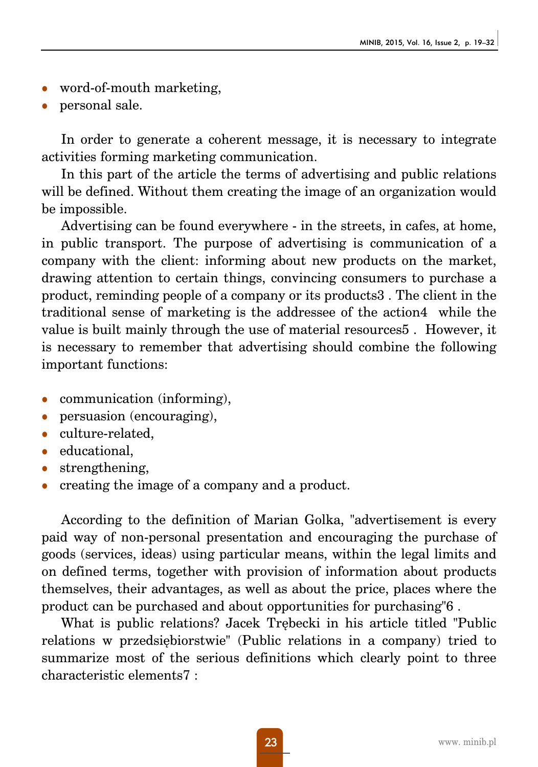- word-of-mouth marketing,
- personal sale.

In order to generate a coherent message, it is necessary to integrate activities forming marketing communication.

In this part of the article the terms of advertising and public relations will be defined. Without them creating the image of an organization would be impossible.

Advertising can be found everywhere - in the streets, in cafes, at home, in public transport. The purpose of advertising is communication of a company with the client: informing about new products on the market, drawing attention to certain things, convincing consumers to purchase a product, reminding people of a company or its products[3] . The client in the traditional sense of marketing is the addressee of the action[4] while the value is built mainly through the use of material resources[5] . However, it is necessary to remember that advertising should combine the following important functions:

- communication (informing),
- persuasion (encouraging),
- culture-related,
- educational,
- strengthening,
- creating the image of a company and a product.

According to the definition of Marian Golka, "advertisement is every paid way of non-personal presentation and encouraging the purchase of goods (services, ideas) using particular means, within the legal limits and on defined terms, together with provision of information about products themselves, their advantages, as well as about the price, places where the product can be purchased and about opportunities for purchasing"[6] .

What is public relations? Jacek Trębecki in his article titled "Public relations w przedsiębiorstwie" (Public relations in a company) tried to summarize most of the serious definitions which clearly point to three characteristic elements[7] :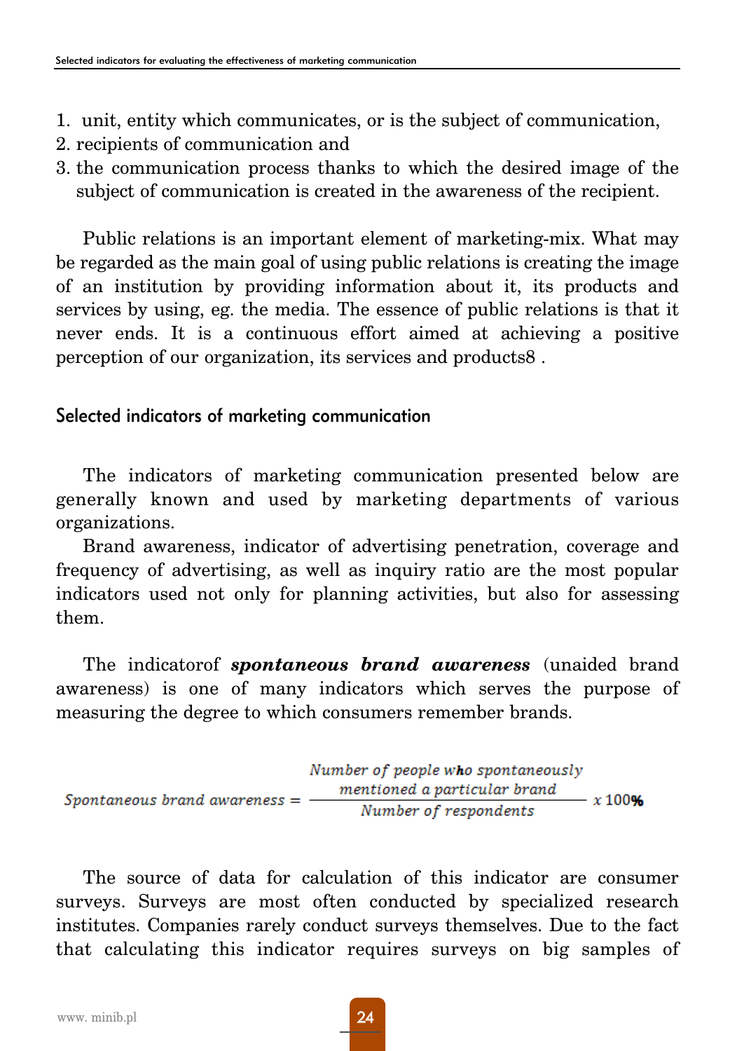1. unit, entity which communicates, or is the subject of communication,
2. recipients of communication and
3. the communication process thanks to which the desired image of the subject of communication is created in the awareness of the recipient.

Public relations is an important element of marketing-mix. What may be regarded as the main goal of using public relations is creating the image of an institution by providing information about it, its products and services by using, eg. the media. The essence of public relations is that it never ends. It is a continuous effort aimed at achieving a positive perception of our organization, its services and products[8] .

## Selected indicators of marketing communication

The indicators of marketing communication presented below are generally known and used by marketing departments of various organizations.

Brand awareness, indicator of advertising penetration, coverage and frequency of advertising, as well as inquiry ratio are the most popular indicators used not only for planning activities, but also for assessing them.

The indicatorof ***spontaneous brand awareness*** (unaided brand awareness) is one of many indicators which serves the purpose of measuring the degree to which consumers remember brands.

$$\text{Spontaneous brand awareness} = \frac{\text{Number of people who spontaneously mentioned a particular brand}}{\text{Number of respondents}} \times 100\%$$

The source of data for calculation of this indicator are consumer surveys. Surveys are most often conducted by specialized research institutes. Companies rarely conduct surveys themselves. Due to the fact that calculating this indicator requires surveys on big samples of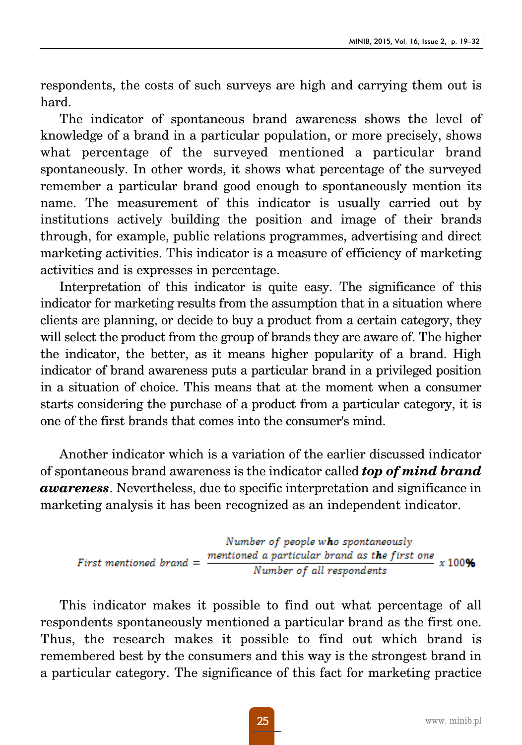respondents, the costs of such surveys are high and carrying them out is hard.

The indicator of spontaneous brand awareness shows the level of knowledge of a brand in a particular population, or more precisely, shows what percentage of the surveyed mentioned a particular brand spontaneously. In other words, it shows what percentage of the surveyed remember a particular brand good enough to spontaneously mention its name. The measurement of this indicator is usually carried out by institutions actively building the position and image of their brands through, for example, public relations programmes, advertising and direct marketing activities. This indicator is a measure of efficiency of marketing activities and is expresses in percentage.

Interpretation of this indicator is quite easy. The significance of this indicator for marketing results from the assumption that in a situation where clients are planning, or decide to buy a product from a certain category, they will select the product from the group of brands they are aware of. The higher the indicator, the better, as it means higher popularity of a brand. High indicator of brand awareness puts a particular brand in a privileged position in a situation of choice. This means that at the moment when a consumer starts considering the purchase of a product from a particular category, it is one of the first brands that comes into the consumer's mind.

Another indicator which is a variation of the earlier discussed indicator of spontaneous brand awareness is the indicator called ***top of mind brand awareness***. Nevertheless, due to specific interpretation and significance in marketing analysis it has been recognized as an independent indicator.

$$\text{First mentioned brand} = \frac{\text{Number of people who spontaneously mentioned a particular brand as the first one}}{\text{Number of all respondents}} \times 100\%$$

This indicator makes it possible to find out what percentage of all respondents spontaneously mentioned a particular brand as the first one. Thus, the research makes it possible to find out which brand is remembered best by the consumers and this way is the strongest brand in a particular category. The significance of this fact for marketing practice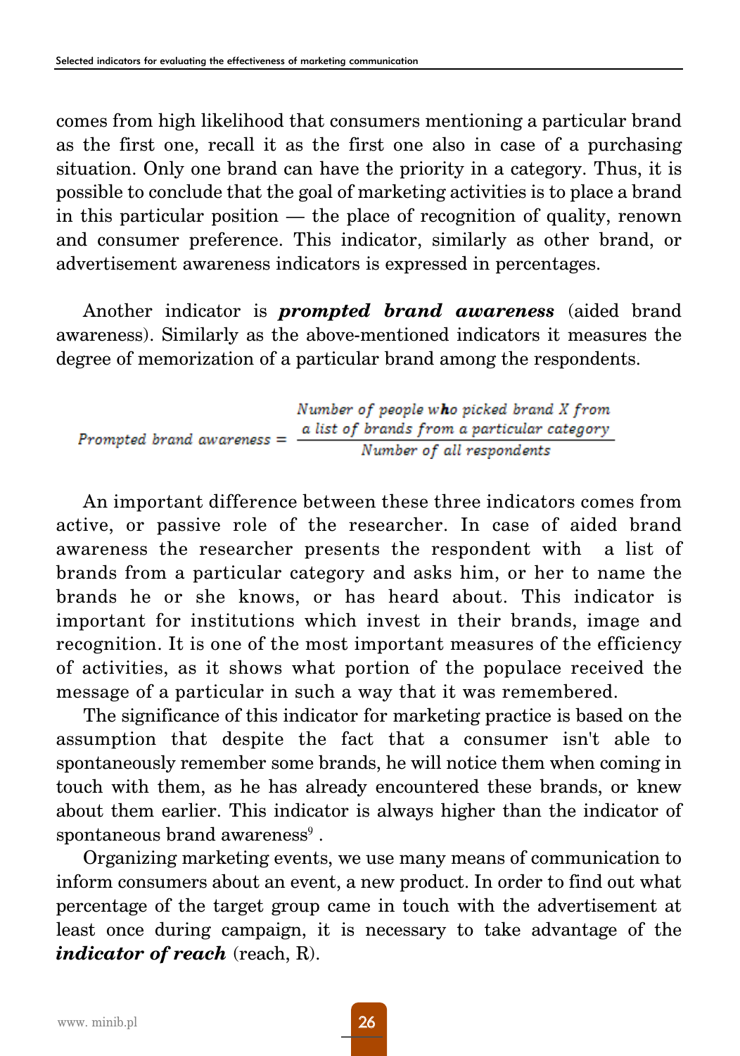comes from high likelihood that consumers mentioning a particular brand as the first one, recall it as the first one also in case of a purchasing situation. Only one brand can have the priority in a category. Thus, it is possible to conclude that the goal of marketing activities is to place a brand in this particular position — the place of recognition of quality, renown and consumer preference. This indicator, similarly as other brand, or advertisement awareness indicators is expressed in percentages.

Another indicator is ***prompted brand awareness*** (aided brand awareness). Similarly as the above-mentioned indicators it measures the degree of memorization of a particular brand among the respondents.

$$\text{Prompted brand awareness} = \frac{\text{Number of people who picked brand X from a list of brands from a particular category}}{\text{Number of all respondents}}$$

An important difference between these three indicators comes from active, or passive role of the researcher. In case of aided brand awareness the researcher presents the respondent with a list of brands from a particular category and asks him, or her to name the brands he or she knows, or has heard about. This indicator is important for institutions which invest in their brands, image and recognition. It is one of the most important measures of the efficiency of activities, as it shows what portion of the populace received the message of a particular in such a way that it was remembered.

The significance of this indicator for marketing practice is based on the assumption that despite the fact that a consumer isn't able to spontaneously remember some brands, he will notice them when coming in touch with them, as he has already encountered these brands, or knew about them earlier. This indicator is always higher than the indicator of spontaneous brand awareness[9] .

Organizing marketing events, we use many means of communication to inform consumers about an event, a new product. In order to find out what percentage of the target group came in touch with the advertisement at least once during campaign, it is necessary to take advantage of the ***indicator of reach*** (reach, R).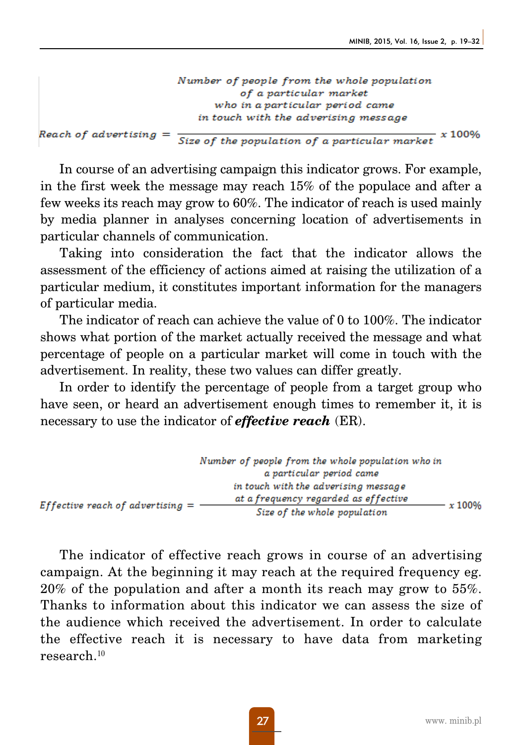$$\text{Reach of advertising} = \frac{\text{Number of people from the whole population of a particular market who in a particular period came in touch with the adverising message}}{\text{Size of the population of a particular market}} \times 100\%$$

In course of an advertising campaign this indicator grows. For example, in the first week the message may reach 15% of the populace and after a few weeks its reach may grow to 60%. The indicator of reach is used mainly by media planner in analyses concerning location of advertisements in particular channels of communication.

Taking into consideration the fact that the indicator allows the assessment of the efficiency of actions aimed at raising the utilization of a particular medium, it constitutes important information for the managers of particular media.

The indicator of reach can achieve the value of 0 to 100%. The indicator shows what portion of the market actually received the message and what percentage of people on a particular market will come in touch with the advertisement. In reality, these two values can differ greatly.

In order to identify the percentage of people from a target group who have seen, or heard an advertisement enough times to remember it, it is necessary to use the indicator of ***effective reach*** (ER).

$$\text{Effective reach of advertising} = \frac{\text{Number of people from the whole population who in a particular period came in touch with the adverising message at a frequency regarded as effective}}{\text{Size of the whole population}} \times 100\%$$

The indicator of effective reach grows in course of an advertising campaign. At the beginning it may reach at the required frequency eg. 20% of the population and after a month its reach may grow to 55%. Thanks to information about this indicator we can assess the size of the audience which received the advertisement. In order to calculate the effective reach it is necessary to have data from marketing research.[10]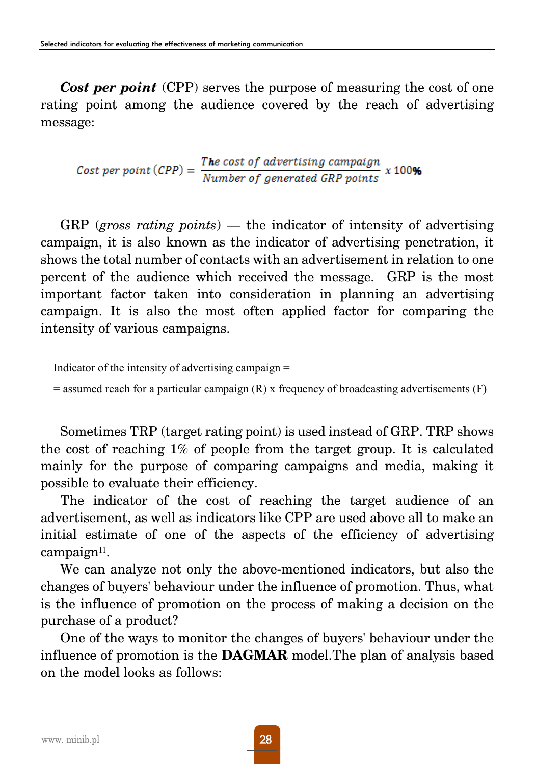***Cost per point*** (CPP) serves the purpose of measuring the cost of one rating point among the audience covered by the reach of advertising message:

$$Cost\ per\ point\ (CPP) = \frac{The\ cost\ of\ advertising\ campaign}{Number\ of\ generated\ GRP\ points}\ x\ 100\%$$

GRP (*gross rating points*) — the indicator of intensity of advertising campaign, it is also known as the indicator of advertising penetration, it shows the total number of contacts with an advertisement in relation to one percent of the audience which received the message. GRP is the most important factor taken into consideration in planning an advertising campaign. It is also the most often applied factor for comparing the intensity of various campaigns.

Indicator of the intensity of advertising campaign =

= assumed reach for a particular campaign (R) x frequency of broadcasting advertisements (F)

Sometimes TRP (target rating point) is used instead of GRP. TRP shows the cost of reaching 1% of people from the target group. It is calculated mainly for the purpose of comparing campaigns and media, making it possible to evaluate their efficiency.

The indicator of the cost of reaching the target audience of an advertisement, as well as indicators like CPP are used above all to make an initial estimate of one of the aspects of the efficiency of advertising campaign[11].

We can analyze not only the above-mentioned indicators, but also the changes of buyers' behaviour under the influence of promotion. Thus, what is the influence of promotion on the process of making a decision on the purchase of a product?

One of the ways to monitor the changes of buyers' behaviour under the influence of promotion is the **DAGMAR** model.The plan of analysis based on the model looks as follows: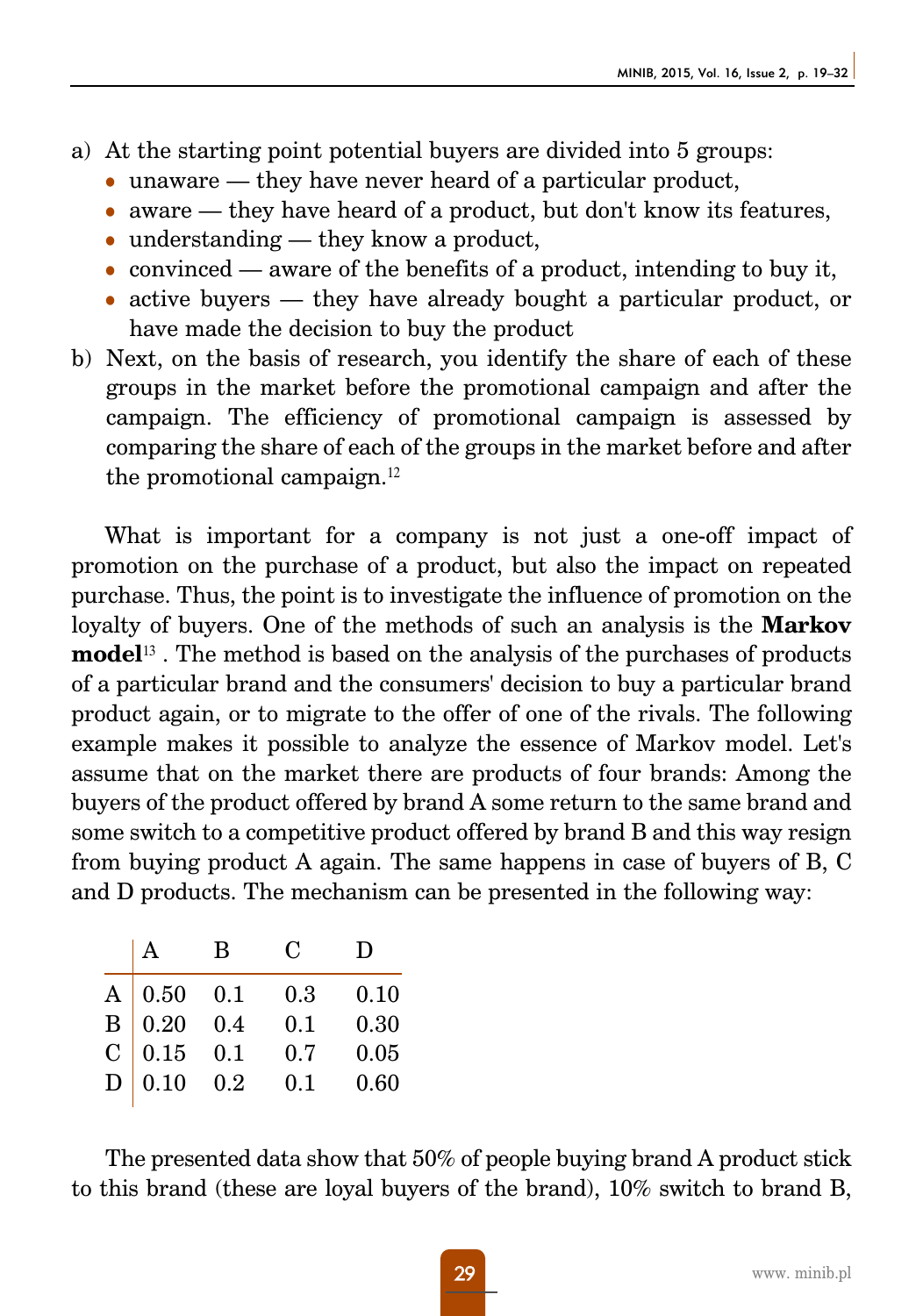a) At the starting point potential buyers are divided into 5 groups:
   - unaware — they have never heard of a particular product,
   - aware — they have heard of a product, but don't know its features,
   - understanding — they know a product,
   - convinced — aware of the benefits of a product, intending to buy it,
   - active buyers — they have already bought a particular product, or have made the decision to buy the product
b) Next, on the basis of research, you identify the share of each of these groups in the market before the promotional campaign and after the campaign. The efficiency of promotional campaign is assessed by comparing the share of each of the groups in the market before and after the promotional campaign.[12]

What is important for a company is not just a one-off impact of promotion on the purchase of a product, but also the impact on repeated purchase. Thus, the point is to investigate the influence of promotion on the loyalty of buyers. One of the methods of such an analysis is the **Markov model**[13] . The method is based on the analysis of the purchases of products of a particular brand and the consumers' decision to buy a particular brand product again, or to migrate to the offer of one of the rivals. The following example makes it possible to analyze the essence of Markov model. Let's assume that on the market there are products of four brands: Among the buyers of the product offered by brand A some return to the same brand and some switch to a competitive product offered by brand B and this way resign from buying product A again. The same happens in case of buyers of B, C and D products. The mechanism can be presented in the following way:

| | A | B | C | D |
|---|---|---|---|---|
| A | 0.50 | 0.1 | 0.3 | 0.10 |
| B | 0.20 | 0.4 | 0.1 | 0.30 |
| C | 0.15 | 0.1 | 0.7 | 0.05 |
| D | 0.10 | 0.2 | 0.1 | 0.60 |

The presented data show that 50% of people buying brand A product stick to this brand (these are loyal buyers of the brand), 10% switch to brand B,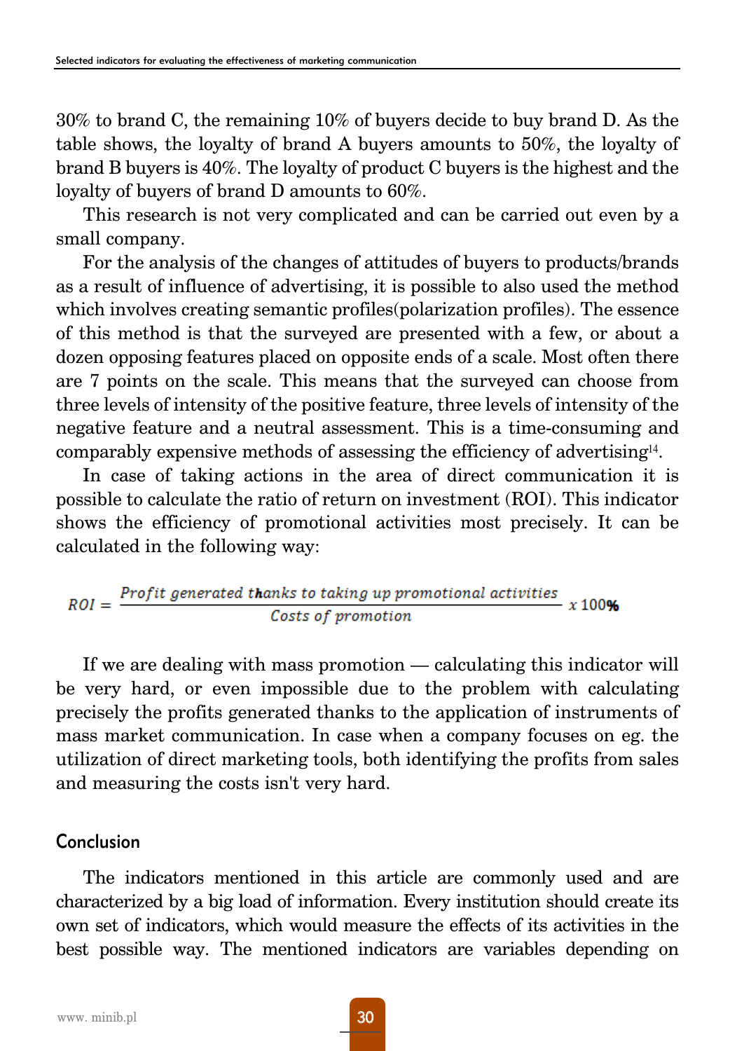30% to brand C, the remaining 10% of buyers decide to buy brand D. As the table shows, the loyalty of brand A buyers amounts to 50%, the loyalty of brand B buyers is 40%. The loyalty of product C buyers is the highest and the loyalty of buyers of brand D amounts to 60%.

This research is not very complicated and can be carried out even by a small company.

For the analysis of the changes of attitudes of buyers to products/brands as a result of influence of advertising, it is possible to also used the method which involves creating semantic profiles(polarization profiles). The essence of this method is that the surveyed are presented with a few, or about a dozen opposing features placed on opposite ends of a scale. Most often there are 7 points on the scale. This means that the surveyed can choose from three levels of intensity of the positive feature, three levels of intensity of the negative feature and a neutral assessment. This is a time-consuming and comparably expensive methods of assessing the efficiency of advertising[14].

In case of taking actions in the area of direct communication it is possible to calculate the ratio of return on investment (ROI). This indicator shows the efficiency of promotional activities most precisely. It can be calculated in the following way:

$$ROI = \frac{Profit\ generated\ thanks\ to\ taking\ up\ promotional\ activities}{Costs\ of\ promotion}\ x\ 100\%$$

If we are dealing with mass promotion — calculating this indicator will be very hard, or even impossible due to the problem with calculating precisely the profits generated thanks to the application of instruments of mass market communication. In case when a company focuses on eg. the utilization of direct marketing tools, both identifying the profits from sales and measuring the costs isn't very hard.

## Conclusion

The indicators mentioned in this article are commonly used and are characterized by a big load of information. Every institution should create its own set of indicators, which would measure the effects of its activities in the best possible way. The mentioned indicators are variables depending on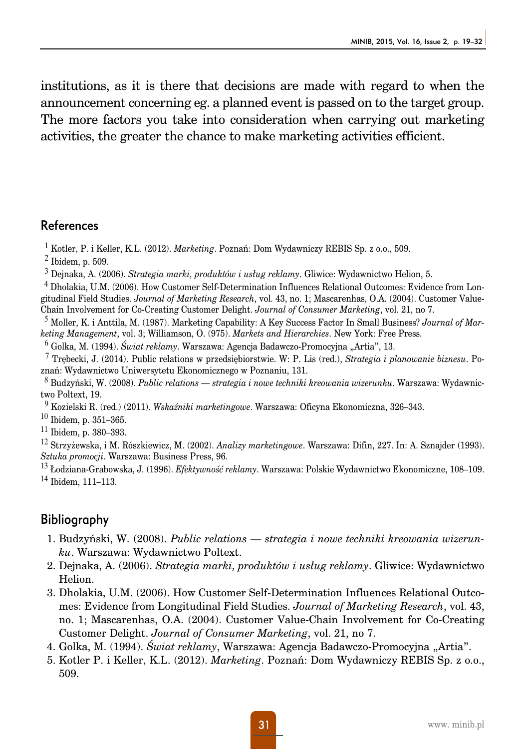institutions, as it is there that decisions are made with regard to when the announcement concerning eg. a planned event is passed on to the target group. The more factors you take into consideration when carrying out marketing activities, the greater the chance to make marketing activities efficient.

## References

[1] Kotler, P. i Keller, K.L. (2012). *Marketing*. Poznań: Dom Wydawniczy REBIS Sp. z o.o., 509.

[2] Ibidem, p. 509.

[3] Dejnaka, A. (2006). *Strategia marki, produktów i usług reklamy*. Gliwice: Wydawnictwo Helion, 5.

[4] Dholakia, U.M. (2006). How Customer Self-Determination Influences Relational Outcomes: Evidence from Longitudinal Field Studies. *Journal of Marketing Research*, vol. 43, no. 1; Mascarenhas, O.A. (2004). Customer Value-Chain Involvement for Co-Creating Customer Delight. *Journal of Consumer Marketing*, vol. 21, no 7.

[5] Moller, K. i Anttila, M. (1987). Marketing Capability: A Key Success Factor In Small Business? *Journal of Marketing Management*, vol. 3; Williamson, O. (975). *Markets and Hierarchies*. New York: Free Press.

[6] Golka, M. (1994). *Świat reklamy*. Warszawa: Agencja Badawczo-Promocyjna „Artia", 13.

[7] Trębecki, J. (2014). Public relations w przedsiębiorstwie. W: P. Lis (red.), *Strategia i planowanie biznesu*. Poznań: Wydawnictwo Uniwersytetu Ekonomicznego w Poznaniu, 131.

[8] Budzyński, W. (2008). *Public relations — strategia i nowe techniki kreowania wizerunku*. Warszawa: Wydawnictwo Poltext, 19.

[9] Kozielski R. (red.) (2011). *Wskaźniki marketingowe*. Warszawa: Oficyna Ekonomiczna, 326–343.

[10] Ibidem, p. 351–365.

[11] Ibidem, p. 380–393.

[12] Strzyżewska, i M. Rószkiewicz, M. (2002). *Analizy marketingowe*. Warszawa: Difin, 227. In: A. Sznajder (1993). *Sztuka promocji*. Warszawa: Business Press, 96.

[13] Łodziana-Grabowska, J. (1996). *Efektywność reklamy*. Warszawa: Polskie Wydawnictwo Ekonomiczne, 108–109.

[14] Ibidem, 111–113.

## Bibliography

1. Budzyński, W. (2008). *Public relations — strategia i nowe techniki kreowania wizerunku*. Warszawa: Wydawnictwo Poltext.
2. Dejnaka, A. (2006). *Strategia marki, produktów i usług reklamy*. Gliwice: Wydawnictwo Helion.
3. Dholakia, U.M. (2006). How Customer Self-Determination Influences Relational Outcomes: Evidence from Longitudinal Field Studies. *Journal of Marketing Research*, vol. 43, no. 1; Mascarenhas, O.A. (2004). Customer Value-Chain Involvement for Co-Creating Customer Delight. *Journal of Consumer Marketing*, vol. 21, no 7.
4. Golka, M. (1994). *Świat reklamy*, Warszawa: Agencja Badawczo-Promocyjna „Artia".
5. Kotler P. i Keller, K.L. (2012). *Marketing*. Poznań: Dom Wydawniczy REBIS Sp. z o.o., 509.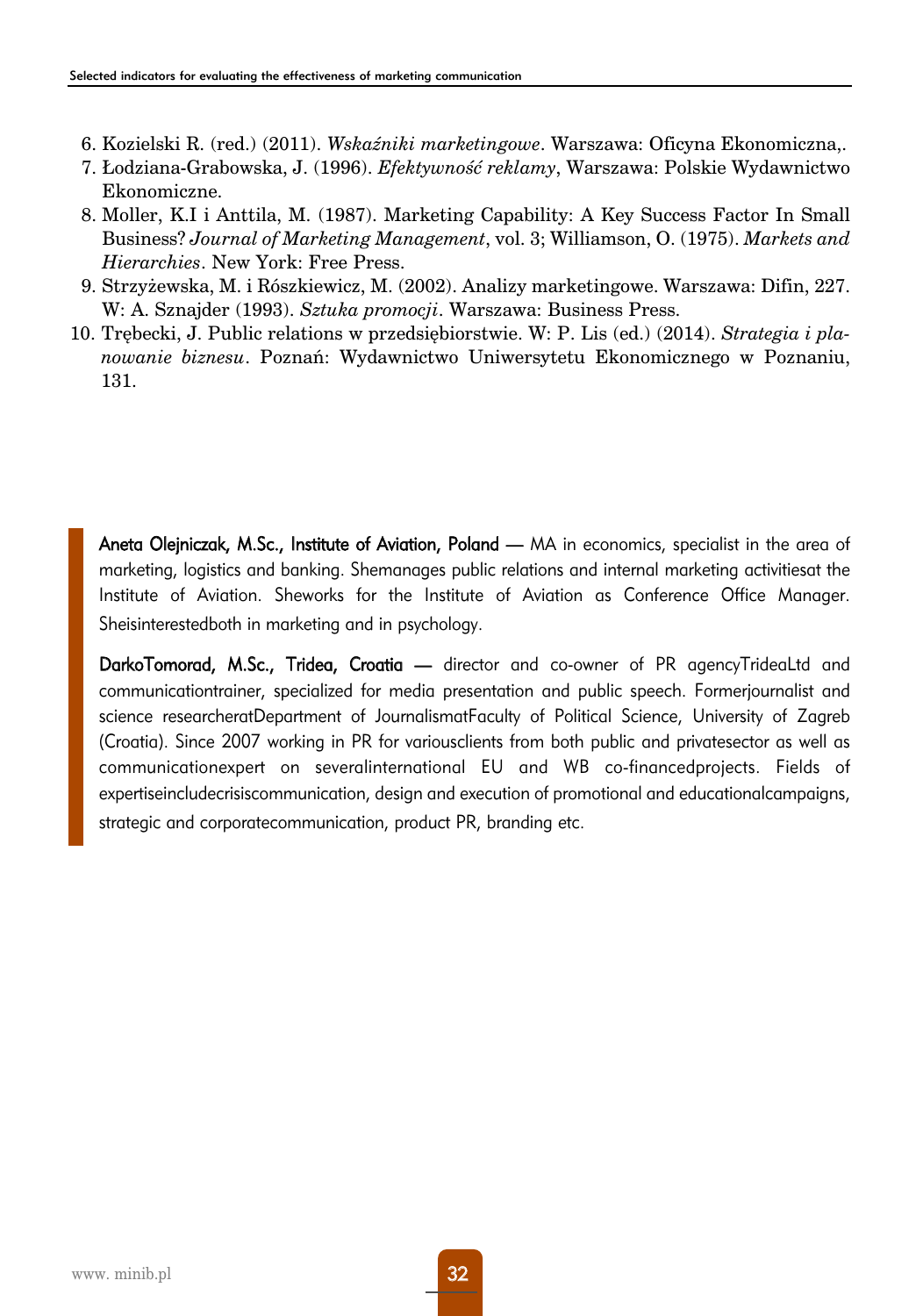6. Kozielski R. (red.) (2011). *Wskaźniki marketingowe*. Warszawa: Oficyna Ekonomiczna,.
7. Łodziana-Grabowska, J. (1996). *Efektywność reklamy*, Warszawa: Polskie Wydawnictwo Ekonomiczne.
8. Moller, K.I i Anttila, M. (1987). Marketing Capability: A Key Success Factor In Small Business? *Journal of Marketing Management*, vol. 3; Williamson, O. (1975). *Markets and Hierarchies*. New York: Free Press.
9. Strzyżewska, M. i Rószkiewicz, M. (2002). Analizy marketingowe. Warszawa: Difin, 227. W: A. Sznajder (1993). *Sztuka promocji*. Warszawa: Business Press.
10. Trębecki, J. Public relations w przedsiębiorstwie. W: P. Lis (ed.) (2014). *Strategia i planowanie biznesu*. Poznań: Wydawnictwo Uniwersytetu Ekonomicznego w Poznaniu, 131.

**Aneta Olejniczak, M.Sc., Institute of Aviation, Poland —** MA in economics, specialist in the area of marketing, logistics and banking. Shemanages public relations and internal marketing activitiesat the Institute of Aviation. Sheworks for the Institute of Aviation as Conference Office Manager. Sheisinterestedboth in marketing and in psychology.

**DarkoTomorad, M.Sc., Tridea, Croatia —** director and co-owner of PR agencyTrideaLtd and communicationtrainer, specialized for media presentation and public speech. Formerjournalist and science researcheratDepartment of JournalismatFaculty of Political Science, University of Zagreb (Croatia). Since 2007 working in PR for variousclients from both public and privatesector as well as communicationexpert on severalinternational EU and WB co-financedprojects. Fields of expertiseincludecrisiscommunication, design and execution of promotional and educationalcampaigns, strategic and corporatecommunication, product PR, branding etc.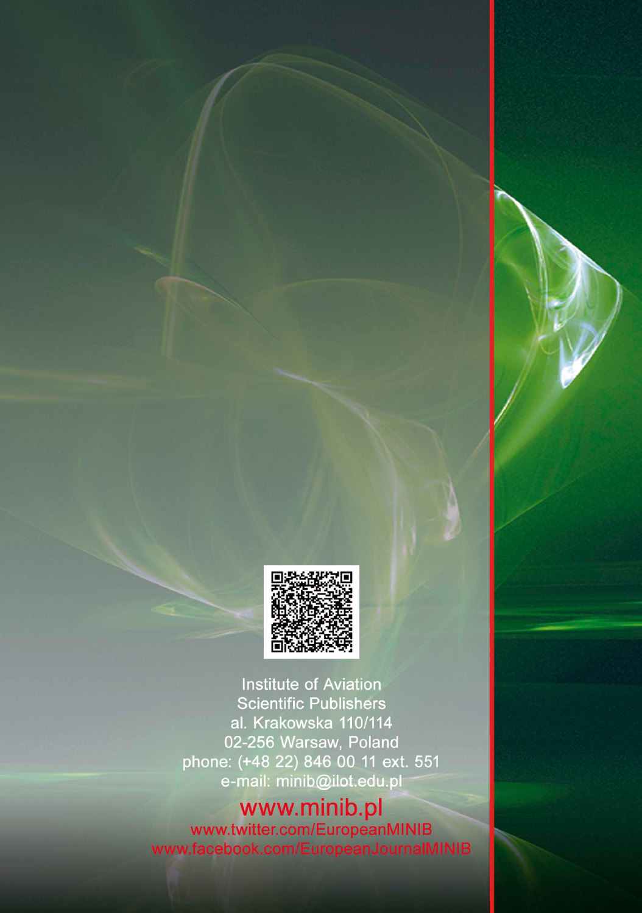Institute of Aviation
Scientific Publishers
al. Krakowska 110/114
02-256 Warsaw, Poland
phone: (+48 22) 846 00 11 ext. 551
e-mail: minib@ilot.edu.pl

www.minib.pl
www.twitter.com/EuropeanMINIB
www.facebook.com/EuropeanJournalMINIB